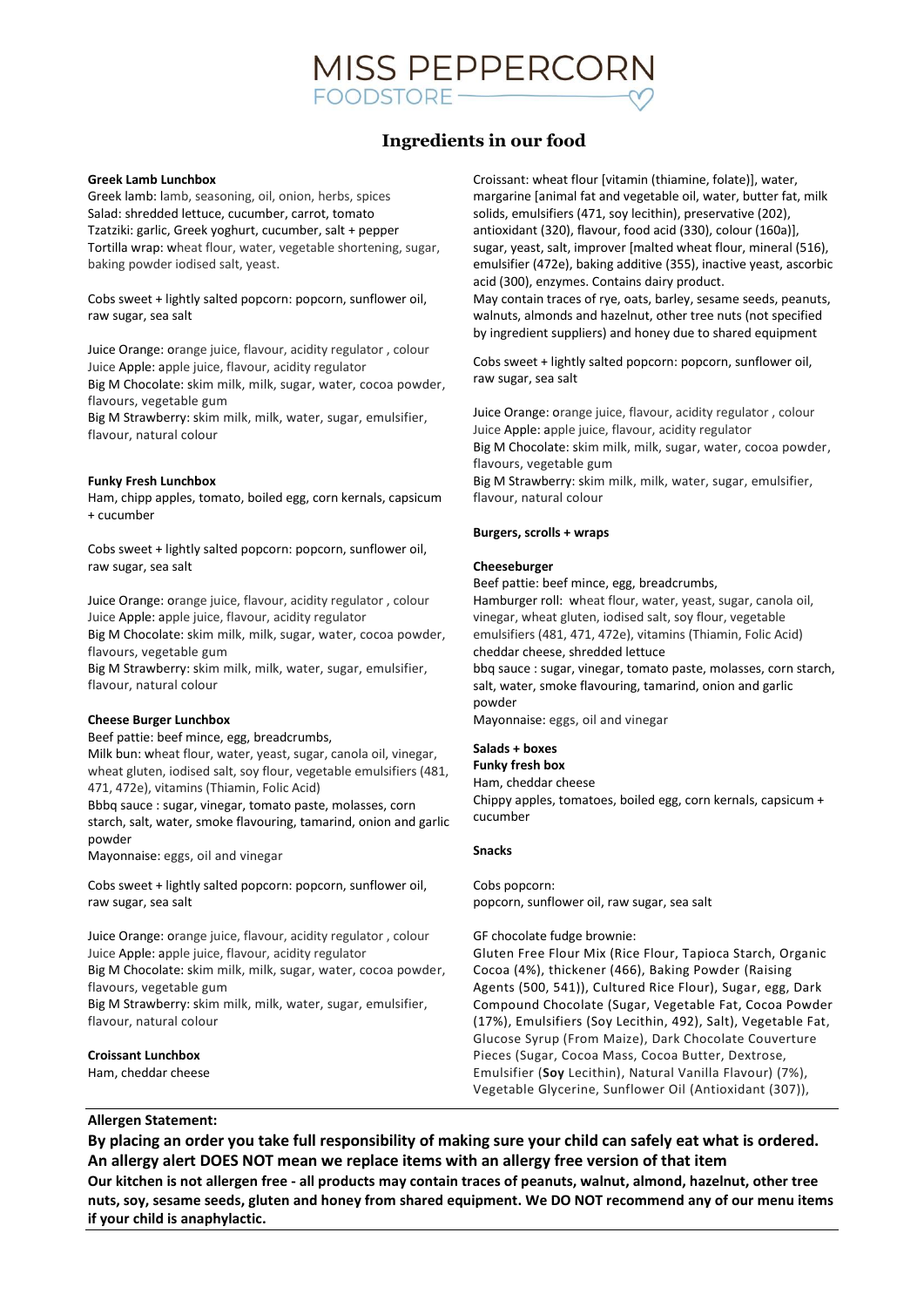# MISS PEPPERCORN FOODSTORE

## Ingredients in our food

**Greek Lamb Lunchbox**

Greek lamb: lamb, seasoning, oil, onion, herbs, spices
Salad: shredded lettuce, cucumber, carrot, tomato
Tzatziki: garlic, Greek yoghurt, cucumber, salt + pepper
Tortilla wrap: wheat flour, water, vegetable shortening, sugar, baking powder iodised salt, yeast.

Cobs sweet + lightly salted popcorn: popcorn, sunflower oil, raw sugar, sea salt

Juice Orange: orange juice, flavour, acidity regulator , colour
Juice Apple: apple juice, flavour, acidity regulator
Big M Chocolate: skim milk, milk, sugar, water, cocoa powder, flavours, vegetable gum
Big M Strawberry: skim milk, milk, water, sugar, emulsifier, flavour, natural colour

**Funky Fresh Lunchbox**

Ham, chipp apples, tomato, boiled egg, corn kernals, capsicum + cucumber

Cobs sweet + lightly salted popcorn: popcorn, sunflower oil, raw sugar, sea salt

Juice Orange: orange juice, flavour, acidity regulator , colour
Juice Apple: apple juice, flavour, acidity regulator
Big M Chocolate: skim milk, milk, sugar, water, cocoa powder, flavours, vegetable gum
Big M Strawberry: skim milk, milk, water, sugar, emulsifier, flavour, natural colour

**Cheese Burger Lunchbox**

Beef pattie: beef mince, egg, breadcrumbs,
Milk bun: wheat flour, water, yeast, sugar, canola oil, vinegar, wheat gluten, iodised salt, soy flour, vegetable emulsifiers (481, 471, 472e), vitamins (Thiamin, Folic Acid)
Bbbq sauce : sugar, vinegar, tomato paste, molasses, corn starch, salt, water, smoke flavouring, tamarind, onion and garlic powder
Mayonnaise: eggs, oil and vinegar

Cobs sweet + lightly salted popcorn: popcorn, sunflower oil, raw sugar, sea salt

Juice Orange: orange juice, flavour, acidity regulator , colour
Juice Apple: apple juice, flavour, acidity regulator
Big M Chocolate: skim milk, milk, sugar, water, cocoa powder, flavours, vegetable gum
Big M Strawberry: skim milk, milk, water, sugar, emulsifier, flavour, natural colour

**Croissant Lunchbox**

Ham, cheddar cheese

Croissant: wheat flour [vitamin (thiamine, folate)], water, margarine [animal fat and vegetable oil, water, butter fat, milk solids, emulsifiers (471, soy lecithin), preservative (202), antioxidant (320), flavour, food acid (330), colour (160a)], sugar, yeast, salt, improver [malted wheat flour, mineral (516), emulsifier (472e), baking additive (355), inactive yeast, ascorbic acid (300), enzymes. Contains dairy product.
May contain traces of rye, oats, barley, sesame seeds, peanuts, walnuts, almonds and hazelnut, other tree nuts (not specified by ingredient suppliers) and honey due to shared equipment

Cobs sweet + lightly salted popcorn: popcorn, sunflower oil, raw sugar, sea salt

Juice Orange: orange juice, flavour, acidity regulator , colour
Juice Apple: apple juice, flavour, acidity regulator
Big M Chocolate: skim milk, milk, sugar, water, cocoa powder, flavours, vegetable gum
Big M Strawberry: skim milk, milk, water, sugar, emulsifier, flavour, natural colour

**Burgers, scrolls + wraps**

**Cheeseburger**

Beef pattie: beef mince, egg, breadcrumbs,
Hamburger roll: wheat flour, water, yeast, sugar, canola oil, vinegar, wheat gluten, iodised salt, soy flour, vegetable emulsifiers (481, 471, 472e), vitamins (Thiamin, Folic Acid)
cheddar cheese, shredded lettuce
bbq sauce : sugar, vinegar, tomato paste, molasses, corn starch, salt, water, smoke flavouring, tamarind, onion and garlic powder
Mayonnaise: eggs, oil and vinegar

**Salads + boxes**

**Funky fresh box**

Ham, cheddar cheese
Chippy apples, tomatoes, boiled egg, corn kernals, capsicum + cucumber

**Snacks**

Cobs popcorn:
popcorn, sunflower oil, raw sugar, sea salt

GF chocolate fudge brownie:
Gluten Free Flour Mix (Rice Flour, Tapioca Starch, Organic Cocoa (4%), thickener (466), Baking Powder (Raising Agents (500, 541)), Cultured Rice Flour), Sugar, egg, Dark Compound Chocolate (Sugar, Vegetable Fat, Cocoa Powder (17%), Emulsifiers (Soy Lecithin, 492), Salt), Vegetable Fat, Glucose Syrup (From Maize), Dark Chocolate Couverture Pieces (Sugar, Cocoa Mass, Cocoa Butter, Dextrose, Emulsifier (**Soy** Lecithin), Natural Vanilla Flavour) (7%), Vegetable Glycerine, Sunflower Oil (Antioxidant (307)),

**Allergen Statement:**

**By placing an order you take full responsibility of making sure your child can safely eat what is ordered. An allergy alert DOES NOT mean we replace items with an allergy free version of that item**

**Our kitchen is not allergen free - all products may contain traces of peanuts, walnut, almond, hazelnut, other tree nuts, soy, sesame seeds, gluten and honey from shared equipment. We DO NOT recommend any of our menu items if your child is anaphylactic.**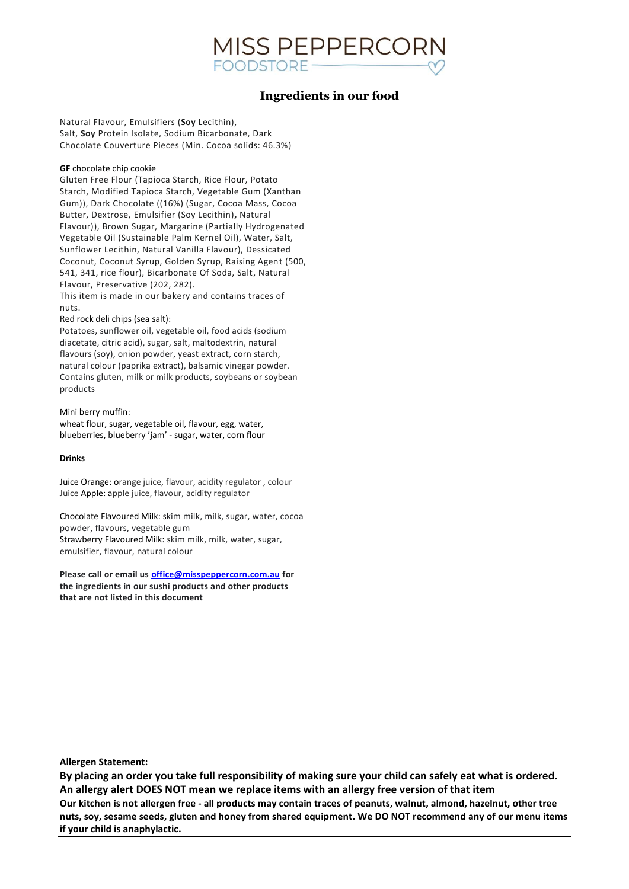# Ingredients in our food

Natural Flavour, Emulsifiers (**Soy** Lecithin), Salt, **Soy** Protein Isolate, Sodium Bicarbonate, Dark Chocolate Couverture Pieces (Min. Cocoa solids: 46.3%)

**GF** chocolate chip cookie
Gluten Free Flour (Tapioca Starch, Rice Flour, Potato Starch, Modified Tapioca Starch, Vegetable Gum (Xanthan Gum)), Dark Chocolate ((16%) (Sugar, Cocoa Mass, Cocoa Butter, Dextrose, Emulsifier (Soy Lecithin)**,** Natural Flavour)), Brown Sugar, Margarine (Partially Hydrogenated Vegetable Oil (Sustainable Palm Kernel Oil), Water, Salt, Sunflower Lecithin, Natural Vanilla Flavour), Dessicated Coconut, Coconut Syrup, Golden Syrup, Raising Agent (500, 541, 341, rice flour), Bicarbonate Of Soda, Salt, Natural Flavour, Preservative (202, 282).
This item is made in our bakery and contains traces of nuts.

Red rock deli chips (sea salt):
Potatoes, sunflower oil, vegetable oil, food acids (sodium diacetate, citric acid), sugar, salt, maltodextrin, natural flavours (soy), onion powder, yeast extract, corn starch, natural colour (paprika extract), balsamic vinegar powder. Contains gluten, milk or milk products, soybeans or soybean products

Mini berry muffin:
wheat flour, sugar, vegetable oil, flavour, egg, water, blueberries, blueberry 'jam' - sugar, water, corn flour

**Drinks**

Juice Orange: orange juice, flavour, acidity regulator , colour
Juice Apple: apple juice, flavour, acidity regulator

Chocolate Flavoured Milk: skim milk, milk, sugar, water, cocoa powder, flavours, vegetable gum
Strawberry Flavoured Milk: skim milk, milk, water, sugar, emulsifier, flavour, natural colour

**Please call or email us office@misspeppercorn.com.au for the ingredients in our sushi products and other products that are not listed in this document**

**Allergen Statement:**

**By placing an order you take full responsibility of making sure your child can safely eat what is ordered. An allergy alert DOES NOT mean we replace items with an allergy free version of that item**

**Our kitchen is not allergen free - all products may contain traces of peanuts, walnut, almond, hazelnut, other tree nuts, soy, sesame seeds, gluten and honey from shared equipment. We DO NOT recommend any of our menu items if your child is anaphylactic.**